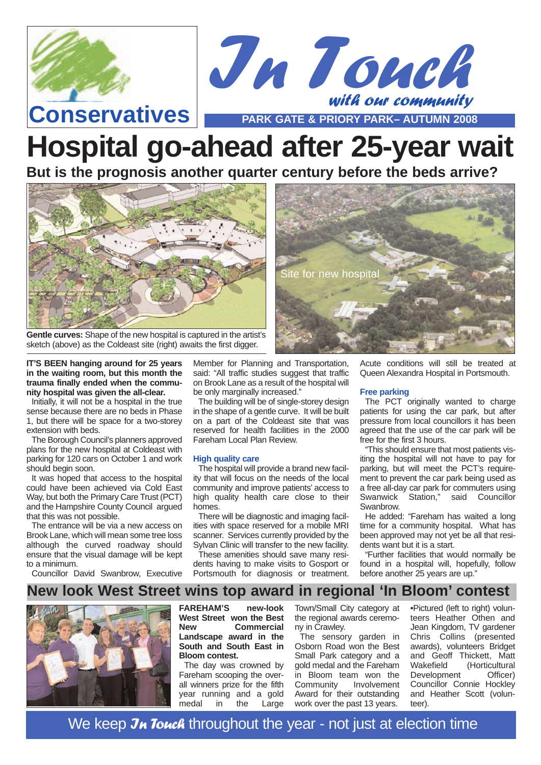Conservatives

# In Touch

*with our community*

PARK GATE & PRIORY PARK– AUTUMN 2008

# Hospital go-ahead after 25-year wait

## But is the prognosis another quarter century before the beds arrive?

Site for new hospital

**Gentle curves:** Shape of the new hospital is captured in the artist's sketch (above) as the Coldeast site (right) awaits the first digger.

**IT'S BEEN hanging around for 25 years in the waiting room, but this month the trauma finally ended when the community hospital was given the all-clear.**

Initially, it will not be a hospital in the true sense because there are no beds in Phase 1, but there will be space for a two-storey extension with beds.

The Borough Council's planners approved plans for the new hospital at Coldeast with parking for 120 cars on October 1 and work should begin soon.

It was hoped that access to the hospital could have been achieved via Cold East Way, but both the Primary Care Trust (PCT) and the Hampshire County Council argued that this was not possible.

The entrance will be via a new access on Brook Lane, which will mean some tree loss although the curved roadway should ensure that the visual damage will be kept to a minimum.

Councillor David Swanbrow, Executive Member for Planning and Transportation, said: "All traffic studies suggest that traffic on Brook Lane as a result of the hospital will be only marginally increased."

The building will be of single-storey design in the shape of a gentle curve. It will be built on a part of the Coldeast site that was reserved for health facilities in the 2000 Fareham Local Plan Review.

### High quality care

The hospital will provide a brand new facility that will focus on the needs of the local community and improve patients' access to high quality health care close to their homes.

There will be diagnostic and imaging facilities with space reserved for a mobile MRI scanner. Services currently provided by the Sylvan Clinic will transfer to the new facility.

These amenities should save many residents having to make visits to Gosport or Portsmouth for diagnosis or treatment. Acute conditions will still be treated at Queen Alexandra Hospital in Portsmouth.

### Free parking

The PCT originally wanted to charge patients for using the car park, but after pressure from local councillors it has been agreed that the use of the car park will be free for the first 3 hours.

"This should ensure that most patients visiting the hospital will not have to pay for parking, but will meet the PCT's requirement to prevent the car park being used as a free all-day car park for commuters using Swanwick Station," said Councillor Swanbrow.

He added: "Fareham has waited a long time for a community hospital. What has been approved may not yet be all that residents want but it is a start.

"Further facilities that would normally be found in a hospital will, hopefully, follow before another 25 years are up."

## New look West Street wins top award in regional 'In Bloom' contest

**FAREHAM'S new-look West Street won the Best New Commercial Landscape award in the South and South East in Bloom contest.**

The day was crowned by Fareham scooping the overall winners prize for the fifth year running and a gold medal in the Large Town/Small City category at the regional awards ceremony in Crawley.

The sensory garden in Osborn Road won the Best Small Park category and a gold medal and the Fareham in Bloom team won the Community Involvement Award for their outstanding work over the past 13 years.

•Pictured (left to right) volunteers Heather Othen and Jean Kingdom, TV gardener Chris Collins (presented awards), volunteers Bridget and Geoff Thickett, Matt Wakefield (Horticultural Development Officer) Councillor Connie Hockley and Heather Scott (volunteer).

We keep *In Touch* throughout the year - not just at election time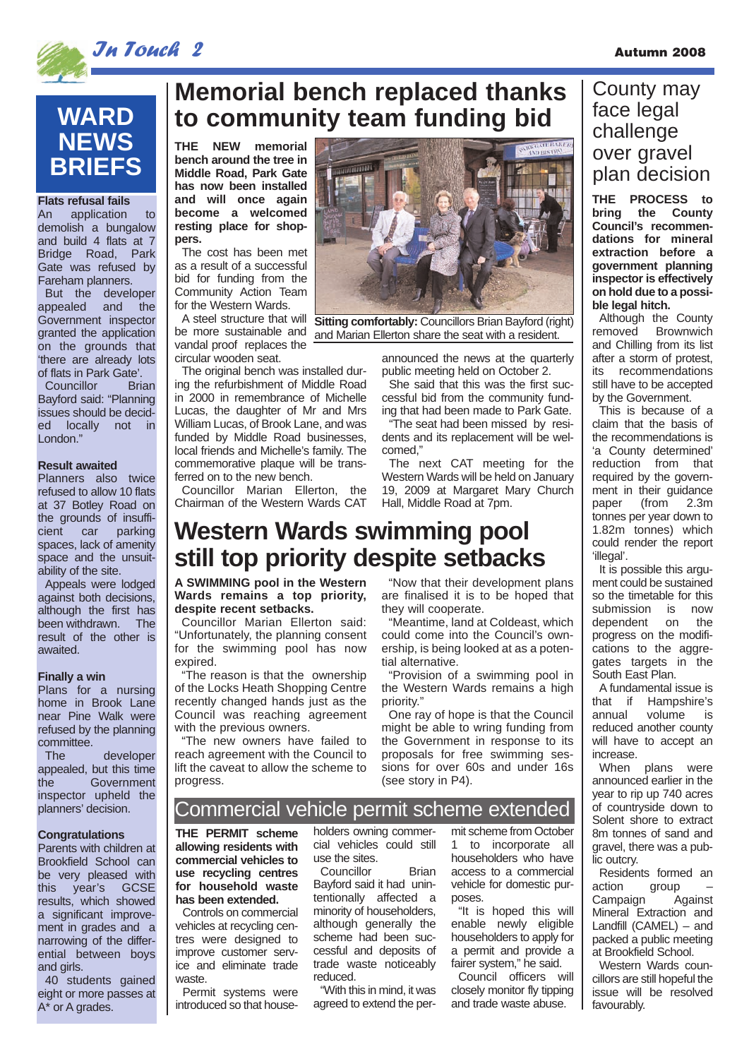# WARD NEWS BRIEFS

### Flats refusal fails

An application to demolish a bungalow and build 4 flats at 7 Bridge Road, Park Gate was refused by Fareham planners.

But the developer appealed and the Government inspector granted the application on the grounds that 'there are already lots of flats in Park Gate'.

Councillor Brian Bayford said: "Planning issues should be decided locally not in London."

### Result awaited

Planners also twice refused to allow 10 flats at 37 Botley Road on the grounds of insufficient car parking spaces, lack of amenity space and the unsuitability of the site.

Appeals were lodged against both decisions, although the first has been withdrawn. The result of the other is awaited.

### Finally a win

Plans for a nursing home in Brook Lane near Pine Walk were refused by the planning committee.

The developer appealed, but this time the Government inspector upheld the planners' decision.

### Congratulations

Parents with children at Brookfield School can be very pleased with this year's GCSE results, which showed a significant improvement in grades and a narrowing of the differential between boys and girls.

40 students gained eight or more passes at A* or A grades.

# Memorial bench replaced thanks to community team funding bid

**THE NEW memorial bench around the tree in Middle Road, Park Gate has now been installed and will once again become a welcomed resting place for shoppers.**

The cost has been met as a result of a successful bid for funding from the Community Action Team for the Western Wards.

A steel structure that will be more sustainable and vandal proof replaces the circular wooden seat.

**Sitting comfortably:** Councillors Brian Bayford (right) and Marian Ellerton share the seat with a resident.

The original bench was installed during the refurbishment of Middle Road in 2000 in remembrance of Michelle Lucas, the daughter of Mr and Mrs William Lucas, of Brook Lane, and was funded by Middle Road businesses, local friends and Michelle's family. The commemorative plaque will be transferred on to the new bench.

Councillor Marian Ellerton, the Chairman of the Western Wards CAT announced the news at the quarterly public meeting held on October 2.

She said that this was the first successful bid from the community funding that had been made to Park Gate.

"The seat had been missed by residents and its replacement will be welcomed,"

The next CAT meeting for the Western Wards will be held on January 19, 2009 at Margaret Mary Church Hall, Middle Road at 7pm.

# Western Wards swimming pool still top priority despite setbacks

**A SWIMMING pool in the Western Wards remains a top priority, despite recent setbacks.**

Councillor Marian Ellerton said: "Unfortunately, the planning consent for the swimming pool has now expired.

"The reason is that the ownership of the Locks Heath Shopping Centre recently changed hands just as the Council was reaching agreement with the previous owners.

"The new owners have failed to reach agreement with the Council to lift the caveat to allow the scheme to progress.

"Now that their development plans are finalised it is to be hoped that they will cooperate.

"Meantime, land at Coldeast, which could come into the Council's ownership, is being looked at as a potential alternative.

"Provision of a swimming pool in the Western Wards remains a high priority."

One ray of hope is that the Council might be able to wring funding from the Government in response to its proposals for free swimming sessions for over 60s and under 16s (see story in P4).

# Commercial vehicle permit scheme extended

**THE PERMIT scheme allowing residents with commercial vehicles to use recycling centres for household waste has been extended.**

Controls on commercial vehicles at recycling centres were designed to improve customer service and eliminate trade waste.

Permit systems were introduced so that householders owning commercial vehicles could still use the sites.

Councillor Brian Bayford said it had unintentionally affected a minority of householders, although generally the scheme had been successful and deposits of trade waste noticeably reduced.

"With this in mind, it was agreed to extend the permit scheme from October 1 to incorporate all householders who have access to a commercial vehicle for domestic purposes.

"It is hoped this will enable newly eligible householders to apply for a permit and provide a fairer system," he said.

Council officers will closely monitor fly tipping and trade waste abuse.

# County may face legal challenge over gravel plan decision

**THE PROCESS to bring the County Council's recommendations for mineral extraction before a government planning inspector is effectively on hold due to a possible legal hitch.**

Although the County removed Brownwich and Chilling from its list after a storm of protest, its recommendations still have to be accepted by the Government.

This is because of a claim that the basis of the recommendations is 'a County determined' reduction from that required by the government in their guidance paper (from 2.3m tonnes per year down to 1.82m tonnes) which could render the report 'illegal'.

It is possible this argument could be sustained so the timetable for this submission is now dependent on the progress on the modifications to the aggregates targets in the South East Plan.

A fundamental issue is that if Hampshire's annual volume is reduced another county will have to accept an increase.

When plans were announced earlier in the year to rip up 740 acres of countryside down to Solent shore to extract 8m tonnes of sand and gravel, there was a public outcry.

Residents formed an action group – Campaign Against Mineral Extraction and Landfill (CAMEL) – and packed a public meeting at Brookfield School.

Western Wards councillors are still hopeful the issue will be resolved favourably.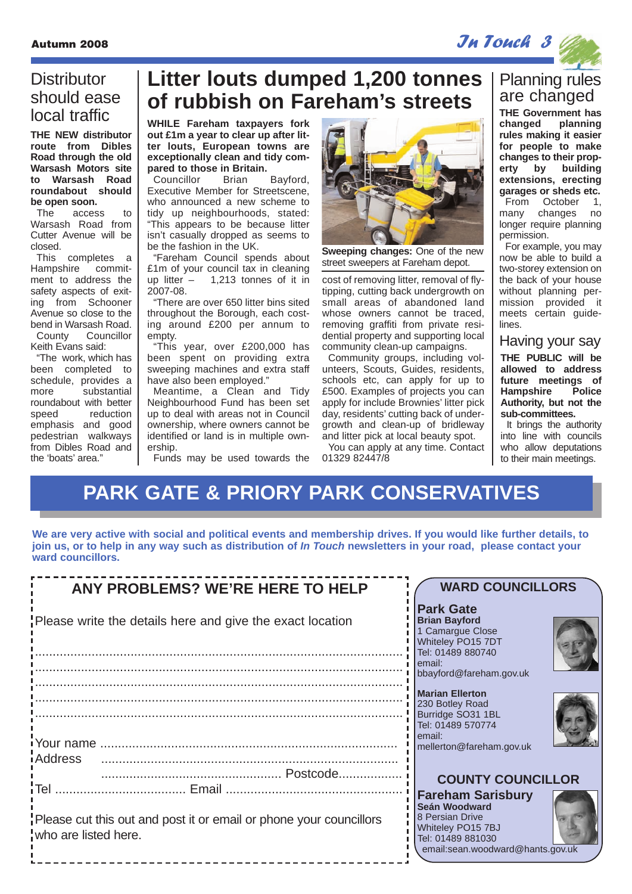## Distributor should ease local traffic

**THE NEW distributor route from Dibles Road through the old Warsash Motors site to Warsash Road roundabout should be open soon.**

The access to Warsash Road from Cutter Avenue will be closed.

This completes a Hampshire commitment to address the safety aspects of exiting from Schooner Avenue so close to the bend in Warsash Road.

County Councillor Keith Evans said:

"The work, which has been completed to schedule, provides a more substantial roundabout with better speed reduction emphasis and good pedestrian walkways from Dibles Road and the 'boats' area."

# Litter louts dumped 1,200 tonnes of rubbish on Fareham's streets

**WHILE Fareham taxpayers fork out £1m a year to clear up after litter louts, European towns are exceptionally clean and tidy compared to those in Britain.**

Councillor Brian Bayford, Executive Member for Streetscene, who announced a new scheme to tidy up neighbourhoods, stated: "This appears to be because litter isn't casually dropped as seems to be the fashion in the UK.

"Fareham Council spends about £1m of your council tax in cleaning up litter – 1,213 tonnes of it in 2007-08.

"There are over 650 litter bins sited throughout the Borough, each costing around £200 per annum to empty.

"This year, over £200,000 has been spent on providing extra sweeping machines and extra staff have also been employed."

Meantime, a Clean and Tidy Neighbourhood Fund has been set up to deal with areas not in Council ownership, where owners cannot be identified or land is in multiple ownership.

Funds may be used towards the cost of removing litter, removal of fly-tipping, cutting back undergrowth on small areas of abandoned land whose owners cannot be traced, removing graffiti from private residential property and supporting local community clean-up campaigns.

Community groups, including volunteers, Scouts, Guides, residents, schools etc, can apply for up to £500. Examples of projects you can apply for include Brownies' litter pick day, residents' cutting back of undergrowth and clean-up of bridleway and litter pick at local beauty spot.

You can apply at any time. Contact 01329 82447/8

**Sweeping changes:** One of the new street sweepers at Fareham depot.

## Planning rules are changed

**THE Government has changed planning rules making it easier for people to make changes to their property by building extensions, erecting garages or sheds etc.**

From October 1, many changes no longer require planning permission.

For example, you may now be able to build a two-storey extension on the back of your house without planning permission provided it meets certain guidelines.

## Having your say

**THE PUBLIC will be allowed to address future meetings of Hampshire Police Authority, but not the sub-committees.**

It brings the authority into line with councils who allow deputations to their main meetings.

# PARK GATE & PRIORY PARK CONSERVATIVES

**We are very active with social and political events and membership drives. If you would like further details, to join us, or to help in any way such as distribution of *In Touch* newsletters in your road, please contact your ward councillors.**

## ANY PROBLEMS? WE'RE HERE TO HELP

Please write the details here and give the exact location

.......................................................................................................

.......................................................................................................

.......................................................................................................

.......................................................................................................

.......................................................................................................

Your name ....................................................................................

Address ....................................................................................

.................................................. Postcode..................

Tel .................................... Email .................................................

Please cut this out and post it or email or phone your councillors who are listed here.

## WARD COUNCILLORS

### Park Gate

**Brian Bayford**
1 Camargue Close
Whiteley PO15 7DT
Tel: 01489 880740
email:
bbayford@fareham.gov.uk

**Marian Ellerton**
230 Botley Road
Burridge SO31 1BL
Tel: 01489 570774
email:
mellerton@fareham.gov.uk

## COUNTY COUNCILLOR

### Fareham Sarisbury

**Seán Woodward**
8 Persian Drive
Whiteley PO15 7BJ
Tel: 01489 881030
email:sean.woodward@hants.gov.uk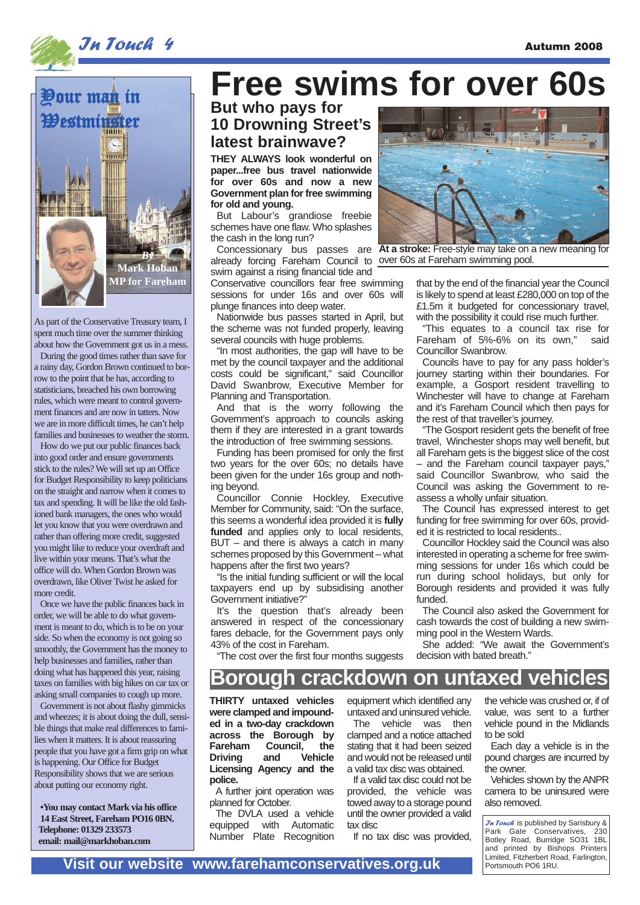# Free swims for over 60s

## But who pays for 10 Drowning Street's latest brainwave?

**THEY ALWAYS look wonderful on paper...free bus travel nationwide for over 60s and now a new Government plan for free swimming for old and young.**

But Labour's grandiose freebie schemes have one flaw. Who splashes the cash in the long run?

Concessionary bus passes are already forcing Fareham Council to swim against a rising financial tide and Conservative councillors fear free swimming sessions for under 16s and over 60s will plunge finances into deep water.

Nationwide bus passes started in April, but the scheme was not funded properly, leaving several councils with huge problems.

"In most authorities, the gap will have to be met by the council taxpayer and the additional costs could be significant," said Councillor David Swanbrow, Executive Member for Planning and Transportation.

And that is the worry following the Government's approach to councils asking them if they are interested in a grant towards the introduction of free swimming sessions.

Funding has been promised for only the first two years for the over 60s; no details have been given for the under 16s group and nothing beyond.

Councillor Connie Hockley, Executive Member for Community, said: "On the surface, this seems a wonderful idea provided it is **fully funded** and applies only to local residents, BUT – and there is always a catch in many schemes proposed by this Government – what happens after the first two years?

"Is the initial funding sufficient or will the local taxpayers end up by subsidising another Government initiative?"

It's the question that's already been answered in respect of the concessionary fares debacle, for the Government pays only 43% of the cost in Fareham.

"The cost over the first four months suggests that by the end of the financial year the Council is likely to spend at least £280,000 on top of the £1.5m it budgeted for concessionary travel, with the possibility it could rise much further.

"This equates to a council tax rise for Fareham of 5%-6% on its own," said Councillor Swanbrow.

Councils have to pay for any pass holder's journey starting within their boundaries. For example, a Gosport resident travelling to Winchester will have to change at Fareham and it's Fareham Council which then pays for the rest of that traveller's journey.

"The Gosport resident gets the benefit of free travel, Winchester shops may well benefit, but all Fareham gets is the biggest slice of the cost – and the Fareham council taxpayer pays," said Councillor Swanbrow, who said the Council was asking the Government to re-assess a wholly unfair situation.

The Council has expressed interest to get funding for free swimming for over 60s, provided it is restricted to local residents..

Councillor Hockley said the Council was also interested in operating a scheme for free swimming sessions for under 16s which could be run during school holidays, but only for Borough residents and provided it was fully funded.

The Council also asked the Government for cash towards the cost of building a new swimming pool in the Western Wards.

She added: "We await the Government's decision with bated breath."

**At a stroke:** Free-style may take on a new meaning for over 60s at Fareham swimming pool.

## Your man in Westminster

*By* **Mark Hoban MP for Fareham**

As part of the Conservative Treasury team, I spent much time over the summer thinking about how the Government got us in a mess.

During the good times rather than save for a rainy day, Gordon Brown continued to borrow to the point that he has, according to statisticians, breached his own borrowing rules, which were meant to control government finances and are now in tatters. Now we are in more difficult times, he can't help families and businesses to weather the storm.

How do we put our public finances back into good order and ensure governments stick to the rules? We will set up an Office for Budget Responsibility to keep politicians on the straight and narrow when it comes to tax and spending. It will be like the old fashioned bank managers, the ones who would let you know that you were overdrawn and rather than offering more credit, suggested you might like to reduce your overdraft and live within your means. That's what the office will do. When Gordon Brown was overdrawn, like Oliver Twist he asked for more credit.

Once we have the public finances back in order, we will be able to do what government is meant to do, which is to be on your side. So when the economy is not going so smoothly, the Government has the money to help businesses and families, rather than doing what has happened this year, raising taxes on families with big hikes on car tax or asking small companies to cough up more.

Government is not about flashy gimmicks and wheezes; it is about doing the dull, sensible things that make real differences to families when it matters. It is about reassuring people that you have got a firm grip on what is happening. Our Office for Budget Responsibility shows that we are serious about putting our economy right.

**•You may contact Mark via his office 14 East Street, Fareham PO16 0BN. Telephone: 01329 233573 email: mail@markhoban.com**

## Borough crackdown on untaxed vehicles

**THIRTY untaxed vehicles were clamped and impounded in a two-day crackdown across the Borough by Fareham Council, the Driving and Vehicle Licensing Agency and the police.**

A further joint operation was planned for October.

The DVLA used a vehicle equipped with Automatic Number Plate Recognition equipment which identified any untaxed and uninsured vehicle.

The vehicle was then clamped and a notice attached stating that it had been seized and would not be released until a valid tax disc was obtained.

If a valid tax disc could not be provided, the vehicle was towed away to a storage pound until the owner provided a valid tax disc

If no tax disc was provided, the vehicle was crushed or, if of value, was sent to a further vehicle pound in the Midlands to be sold

Each day a vehicle is in the pound charges are incurred by the owner.

Vehicles shown by the ANPR camera to be uninsured were also removed.

*In Touch* is published by Sarisbury & Park Gate Conservatives, 230 Botley Road, Burridge SO31 1BL and printed by Bishops Printers Limited, Fitzherbert Road, Farlington, Portsmouth PO6 1RU.

**Visit our website www.farehamconservatives.org.uk**